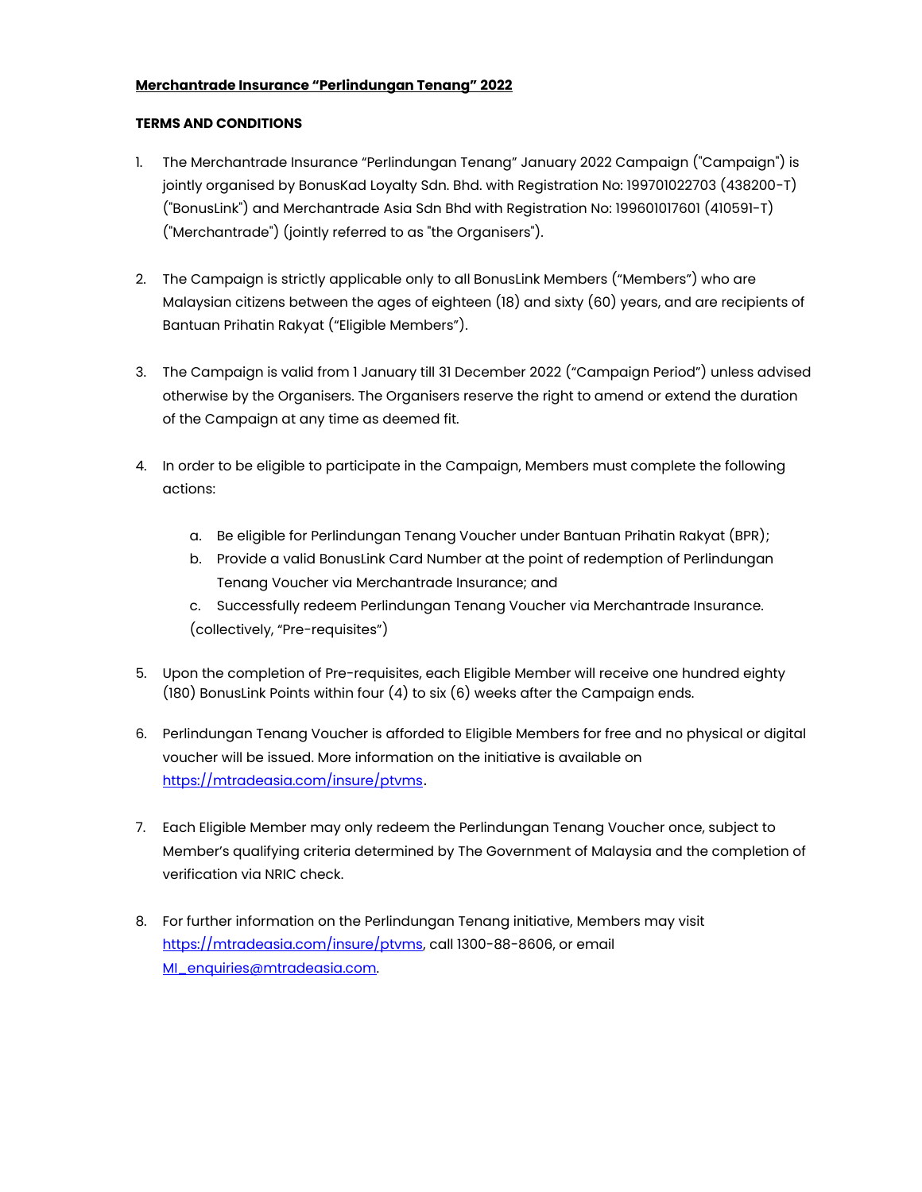**Merchantrade Insurance "Perlindungan Tenang" 2022**

**TERMS AND CONDITIONS**

1. The Merchantrade Insurance "Perlindungan Tenang" January 2022 Campaign ("Campaign") is jointly organised by BonusKad Loyalty Sdn. Bhd. with Registration No: 199701022703 (438200-T) ("BonusLink") and Merchantrade Asia Sdn Bhd with Registration No: 199601017601 (410591-T) ("Merchantrade") (jointly referred to as "the Organisers").

2. The Campaign is strictly applicable only to all BonusLink Members ("Members") who are Malaysian citizens between the ages of eighteen (18) and sixty (60) years, and are recipients of Bantuan Prihatin Rakyat ("Eligible Members").

3. The Campaign is valid from 1 January till 31 December 2022 ("Campaign Period") unless advised otherwise by the Organisers. The Organisers reserve the right to amend or extend the duration of the Campaign at any time as deemed fit.

4. In order to be eligible to participate in the Campaign, Members must complete the following actions:

   a. Be eligible for Perlindungan Tenang Voucher under Bantuan Prihatin Rakyat (BPR);
   b. Provide a valid BonusLink Card Number at the point of redemption of Perlindungan Tenang Voucher via Merchantrade Insurance; and
   c. Successfully redeem Perlindungan Tenang Voucher via Merchantrade Insurance.

   (collectively, "Pre-requisites")

5. Upon the completion of Pre-requisites, each Eligible Member will receive one hundred eighty (180) BonusLink Points within four (4) to six (6) weeks after the Campaign ends.

6. Perlindungan Tenang Voucher is afforded to Eligible Members for free and no physical or digital voucher will be issued. More information on the initiative is available on https://mtradeasia.com/insure/ptvms.

7. Each Eligible Member may only redeem the Perlindungan Tenang Voucher once, subject to Member's qualifying criteria determined by The Government of Malaysia and the completion of verification via NRIC check.

8. For further information on the Perlindungan Tenang initiative, Members may visit https://mtradeasia.com/insure/ptvms, call 1300-88-8606, or email MI_enquiries@mtradeasia.com.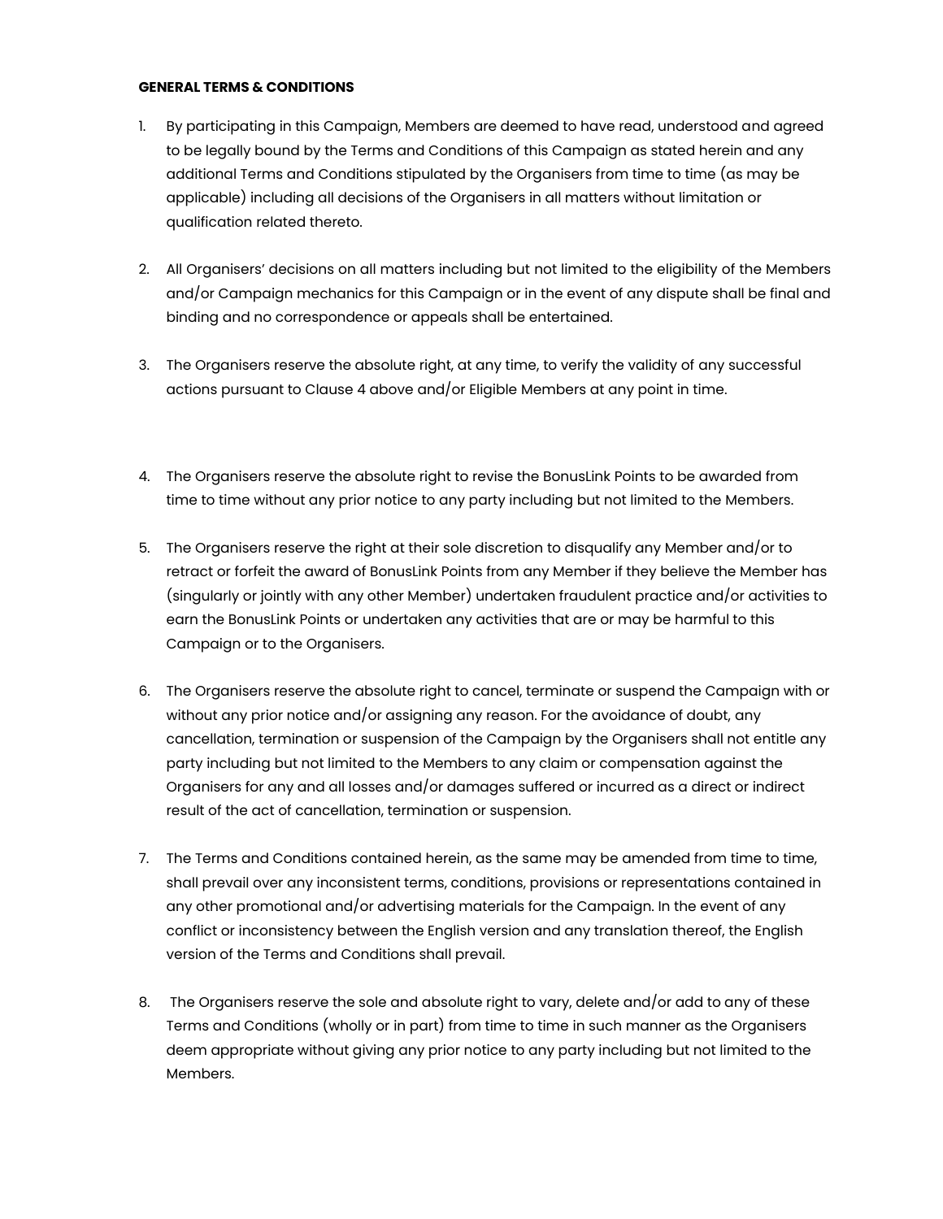**GENERAL TERMS & CONDITIONS**

1. By participating in this Campaign, Members are deemed to have read, understood and agreed to be legally bound by the Terms and Conditions of this Campaign as stated herein and any additional Terms and Conditions stipulated by the Organisers from time to time (as may be applicable) including all decisions of the Organisers in all matters without limitation or qualification related thereto.

2. All Organisers' decisions on all matters including but not limited to the eligibility of the Members and/or Campaign mechanics for this Campaign or in the event of any dispute shall be final and binding and no correspondence or appeals shall be entertained.

3. The Organisers reserve the absolute right, at any time, to verify the validity of any successful actions pursuant to Clause 4 above and/or Eligible Members at any point in time.

4. The Organisers reserve the absolute right to revise the BonusLink Points to be awarded from time to time without any prior notice to any party including but not limited to the Members.

5. The Organisers reserve the right at their sole discretion to disqualify any Member and/or to retract or forfeit the award of BonusLink Points from any Member if they believe the Member has (singularly or jointly with any other Member) undertaken fraudulent practice and/or activities to earn the BonusLink Points or undertaken any activities that are or may be harmful to this Campaign or to the Organisers.

6. The Organisers reserve the absolute right to cancel, terminate or suspend the Campaign with or without any prior notice and/or assigning any reason. For the avoidance of doubt, any cancellation, termination or suspension of the Campaign by the Organisers shall not entitle any party including but not limited to the Members to any claim or compensation against the Organisers for any and all losses and/or damages suffered or incurred as a direct or indirect result of the act of cancellation, termination or suspension.

7. The Terms and Conditions contained herein, as the same may be amended from time to time, shall prevail over any inconsistent terms, conditions, provisions or representations contained in any other promotional and/or advertising materials for the Campaign. In the event of any conflict or inconsistency between the English version and any translation thereof, the English version of the Terms and Conditions shall prevail.

8. The Organisers reserve the sole and absolute right to vary, delete and/or add to any of these Terms and Conditions (wholly or in part) from time to time in such manner as the Organisers deem appropriate without giving any prior notice to any party including but not limited to the Members.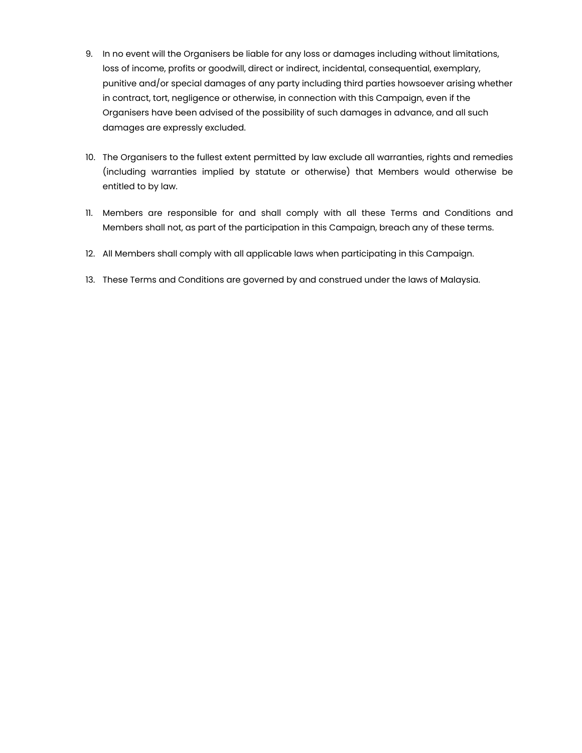9. In no event will the Organisers be liable for any loss or damages including without limitations, loss of income, profits or goodwill, direct or indirect, incidental, consequential, exemplary, punitive and/or special damages of any party including third parties howsoever arising whether in contract, tort, negligence or otherwise, in connection with this Campaign, even if the Organisers have been advised of the possibility of such damages in advance, and all such damages are expressly excluded.

10. The Organisers to the fullest extent permitted by law exclude all warranties, rights and remedies (including warranties implied by statute or otherwise) that Members would otherwise be entitled to by law.

11. Members are responsible for and shall comply with all these Terms and Conditions and Members shall not, as part of the participation in this Campaign, breach any of these terms.

12. All Members shall comply with all applicable laws when participating in this Campaign.

13. These Terms and Conditions are governed by and construed under the laws of Malaysia.